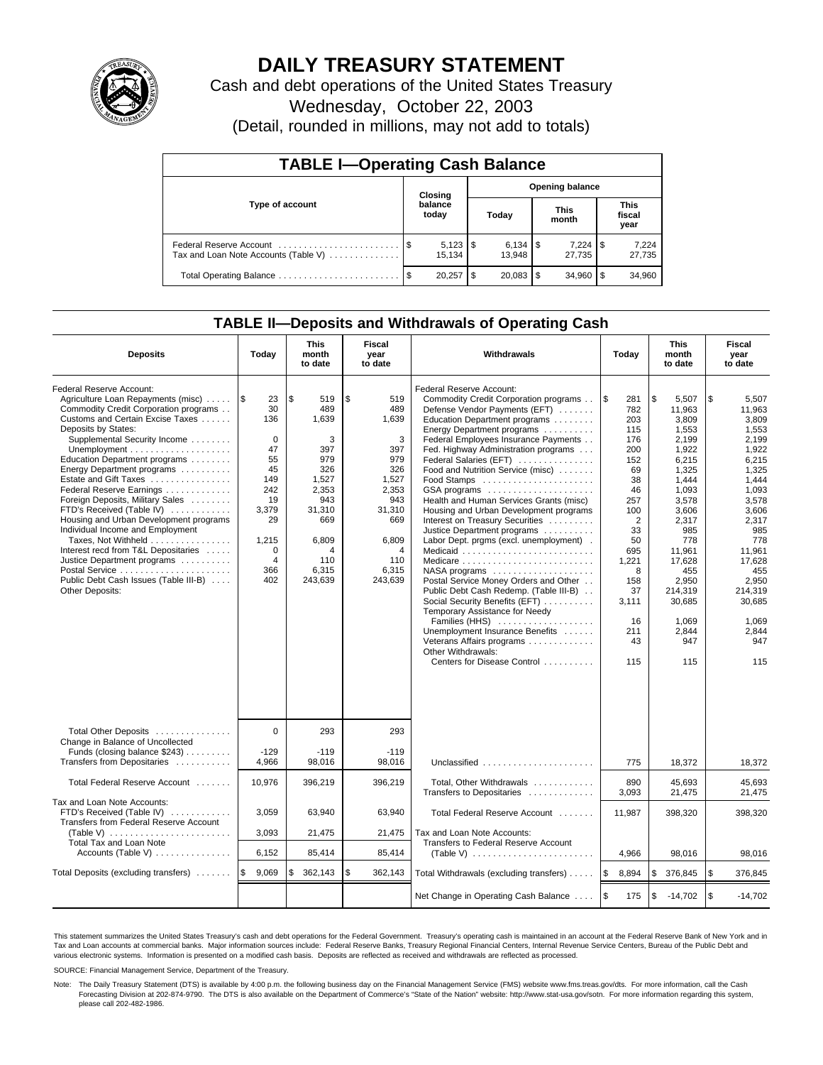# DAILY TREASURY STATEMENT

Cash and debt operations of the United States Treasury

Wednesday, October 22, 2003

(Detail, rounded in millions, may not add to totals)

## TABLE I—Operating Cash Balance

| Type of account | Closing balance today | Opening balance Today | Opening balance This month | Opening balance This fiscal year |
|---|---|---|---|---|
| Federal Reserve Account | $ 5,123 | $ 6,134 | $ 7,224 | $ 7,224 |
| Tax and Loan Note Accounts (Table V) | 15,134 | 13,948 | 27,735 | 27,735 |
| Total Operating Balance | $ 20,257 | $ 20,083 | $ 34,960 | $ 34,960 |

## TABLE II—Deposits and Withdrawals of Operating Cash

| Deposits | Today | This month to date | Fiscal year to date | Withdrawals | Today | This month to date | Fiscal year to date |
|---|---|---|---|---|---|---|---|
| Federal Reserve Account: | | | | Federal Reserve Account: | | | |
| Agriculture Loan Repayments (misc) | $ 23 | $ 519 | $ 519 | Commodity Credit Corporation programs | $ 281 | $ 5,507 | $ 5,507 |
| Commodity Credit Corporation programs | 30 | 489 | 489 | Defense Vendor Payments (EFT) | 782 | 11,963 | 11,963 |
| Customs and Certain Excise Taxes | 136 | 1,639 | 1,639 | Education Department programs | 203 | 3,809 | 3,809 |
| Deposits by States: | | | | Energy Department programs | 115 | 1,553 | 1,553 |
| Supplemental Security Income | 0 | 3 | 3 | Federal Employees Insurance Payments | 176 | 2,199 | 2,199 |
| Unemployment | 47 | 397 | 397 | Fed. Highway Administration programs | 200 | 1,922 | 1,922 |
| Education Department programs | 55 | 979 | 979 | Federal Salaries (EFT) | 152 | 6,215 | 6,215 |
| Energy Department programs | 45 | 326 | 326 | Food and Nutrition Service (misc) | 69 | 1,325 | 1,325 |
| Estate and Gift Taxes | 149 | 1,527 | 1,527 | Food Stamps | 38 | 1,444 | 1,444 |
| Federal Reserve Earnings | 242 | 2,353 | 2,353 | GSA programs | 46 | 1,093 | 1,093 |
| Foreign Deposits, Military Sales | 19 | 943 | 943 | Health and Human Services Grants (misc) | 257 | 3,578 | 3,578 |
| FTD's Received (Table IV) | 3,379 | 31,310 | 31,310 | Housing and Urban Development programs | 100 | 3,606 | 3,606 |
| Housing and Urban Development programs | 29 | 669 | 669 | Interest on Treasury Securities | 2 | 2,317 | 2,317 |
| Individual Income and Employment | | | | Justice Department programs | 33 | 985 | 985 |
| Taxes, Not Withheld | 1,215 | 6,809 | 6,809 | Labor Dept. prgms (excl. unemployment) | 50 | 778 | 778 |
| Interest recd from T&L Depositaries | 0 | 4 | 4 | Medicaid | 695 | 11,961 | 11,961 |
| Justice Department programs | 4 | 110 | 110 | Medicare | 1,221 | 17,628 | 17,628 |
| Postal Service | 366 | 6,315 | 6,315 | NASA programs | 8 | 455 | 455 |
| Public Debt Cash Issues (Table III-B) | 402 | 243,639 | 243,639 | Postal Service Money Orders and Other | 158 | 2,950 | 2,950 |
| Other Deposits: | | | | Public Debt Cash Redemp. (Table III-B) | 37 | 214,319 | 214,319 |
| | | | | Social Security Benefits (EFT) | 3,111 | 30,685 | 30,685 |
| | | | | Temporary Assistance for Needy Families (HHS) | 16 | 1,069 | 1,069 |
| | | | | Unemployment Insurance Benefits | 211 | 2,844 | 2,844 |
| | | | | Veterans Affairs programs | 43 | 947 | 947 |
| | | | | Other Withdrawals: | | | |
| | | | | Centers for Disease Control | 115 | 115 | 115 |
| Total Other Deposits | 0 | 293 | 293 | | | | |
| Change in Balance of Uncollected Funds (closing balance $243) | -129 | -119 | -119 | | | | |
| Transfers from Depositaries | 4,966 | 98,016 | 98,016 | Unclassified | 775 | 18,372 | 18,372 |
| Total Federal Reserve Account | 10,976 | 396,219 | 396,219 | Total, Other Withdrawals | 890 | 45,693 | 45,693 |
| | | | | Transfers to Depositaries | 3,093 | 21,475 | 21,475 |
| Tax and Loan Note Accounts: | | | | | | | |
| FTD's Received (Table IV) | 3,059 | 63,940 | 63,940 | Total Federal Reserve Account | 11,987 | 398,320 | 398,320 |
| Transfers from Federal Reserve Account (Table V) | 3,093 | 21,475 | 21,475 | Tax and Loan Note Accounts: | | | |
| Total Tax and Loan Note Accounts (Table V) | 6,152 | 85,414 | 85,414 | Transfers to Federal Reserve Account (Table V) | 4,966 | 98,016 | 98,016 |
| Total Deposits (excluding transfers) | $ 9,069 | $ 362,143 | $ 362,143 | Total Withdrawals (excluding transfers) | $ 8,894 | $ 376,845 | $ 376,845 |
| | | | | Net Change in Operating Cash Balance | $ 175 | $ -14,702 | $ -14,702 |

This statement summarizes the United States Treasury's cash and debt operations for the Federal Government. Treasury's operating cash is maintained in an account at the Federal Reserve Bank of New York and in Tax and Loan accounts at commercial banks. Major information sources include: Federal Reserve Banks, Treasury Regional Financial Centers, Internal Revenue Service Centers, Bureau of the Public Debt and various electronic systems. Information is presented on a modified cash basis. Deposits are reflected as received and withdrawals are reflected as processed.

SOURCE: Financial Management Service, Department of the Treasury.

Note: The Daily Treasury Statement (DTS) is available by 4:00 p.m. the following business day on the Financial Management Service (FMS) website www.fms.treas.gov/dts. For more information, call the Cash Forecasting Division at 202-874-9790. The DTS is also available on the Department of Commerce's "State of the Nation" website: http://www.stat-usa.gov/sotn. For more information regarding this system, please call 202-482-1986.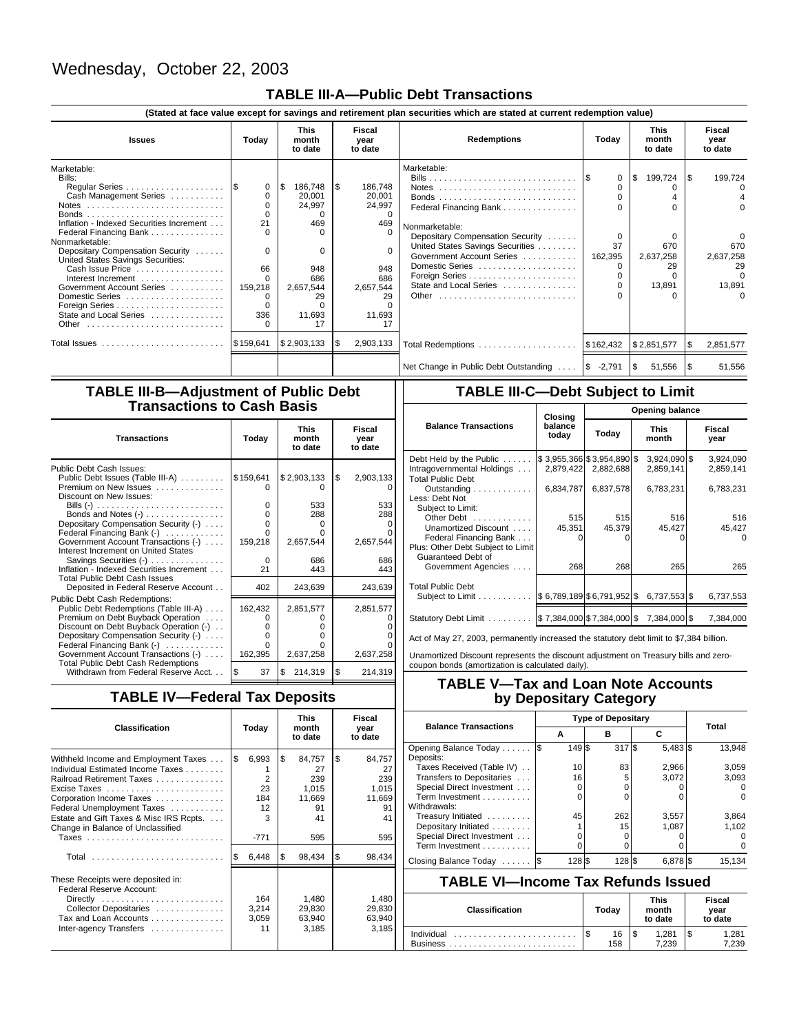Wednesday, October 22, 2003

## TABLE III-A—Public Debt Transactions

(Stated at face value except for savings and retirement plan securities which are stated at current redemption value)

| Issues | Today | This month to date | Fiscal year to date |
|---|---|---|---|
| Marketable: | | | |
| Bills: | | | |
| Regular Series | $ 0 | $ 186,748 | $ 186,748 |
| Cash Management Series | 0 | 20,001 | 20,001 |
| Notes | 0 | 24,997 | 24,997 |
| Bonds | 0 | 0 | 0 |
| Inflation - Indexed Securities Increment | 21 | 469 | 469 |
| Federal Financing Bank | 0 | 0 | 0 |
| Nonmarketable: | | | |
| Depositary Compensation Security | 0 | 0 | 0 |
| United States Savings Securities: | | | |
| Cash Issue Price | 66 | 948 | 948 |
| Interest Increment | 0 | 686 | 686 |
| Government Account Series | 159,218 | 2,657,544 | 2,657,544 |
| Domestic Series | 0 | 29 | 29 |
| Foreign Series | 0 | 0 | 0 |
| State and Local Series | 336 | 11,693 | 11,693 |
| Other | 0 | 17 | 17 |
| Total Issues | $159,641 | $ 2,903,133 | $ 2,903,133 |

| Redemptions | Today | This month to date | Fiscal year to date |
|---|---|---|---|
| Marketable: | | | |
| Bills | $ 0 | $ 199,724 | $ 199,724 |
| Notes | 0 | 0 | 0 |
| Bonds | 0 | 4 | 4 |
| Federal Financing Bank | 0 | 0 | 0 |
| Nonmarketable: | | | |
| Depositary Compensation Security | 0 | 0 | 0 |
| United States Savings Securities | 37 | 670 | 670 |
| Government Account Series | 162,395 | 2,637,258 | 2,637,258 |
| Domestic Series | 0 | 29 | 29 |
| Foreign Series | 0 | 0 | 0 |
| State and Local Series | 0 | 13,891 | 13,891 |
| Other | 0 | 0 | 0 |
| Total Redemptions | $162,432 | $ 2,851,577 | $ 2,851,577 |
| Net Change in Public Debt Outstanding | $ -2,791 | $ 51,556 | $ 51,556 |

## TABLE III-B—Adjustment of Public Debt Transactions to Cash Basis

| Transactions | Today | This month to date | Fiscal year to date |
|---|---|---|---|
| Public Debt Cash Issues: | | | |
| Public Debt Issues (Table III-A) | $159,641 | $ 2,903,133 | $ 2,903,133 |
| Premium on New Issues | 0 | 0 | 0 |
| Discount on New Issues: | | | |
| Bills (-) | 0 | 533 | 533 |
| Bonds and Notes (-) | 0 | 288 | 288 |
| Depositary Compensation Security (-) | 0 | 0 | 0 |
| Federal Financing Bank (-) | 0 | 0 | 0 |
| Government Account Transactions (-) | 159,218 | 2,657,544 | 2,657,544 |
| Interest Increment on United States Savings Securities (-) | 0 | 686 | 686 |
| Inflation - Indexed Securities Increment | 21 | 443 | 443 |
| Total Public Debt Cash Issues Deposited in Federal Reserve Account | 402 | 243,639 | 243,639 |
| Public Debt Cash Redemptions: | | | |
| Public Debt Redemptions (Table III-A) | 162,432 | 2,851,577 | 2,851,577 |
| Premium on Debt Buyback Operation | 0 | 0 | 0 |
| Discount on Debt Buyback Operation (-) | 0 | 0 | 0 |
| Depositary Compensation Security (-) | 0 | 0 | 0 |
| Federal Financing Bank (-) | 0 | 0 | 0 |
| Government Account Transactions (-) | 162,395 | 2,637,258 | 2,637,258 |
| Total Public Debt Cash Redemptions Withdrawn from Federal Reserve Acct. | $ 37 | $ 214,319 | $ 214,319 |

## TABLE III-C—Debt Subject to Limit

| Balance Transactions | Closing balance today | Opening balance Today | Opening balance This month | Opening balance Fiscal year |
|---|---|---|---|---|
| Debt Held by the Public | $ 3,955,366 | $ 3,954,890 | $ 3,924,090 | $ 3,924,090 |
| Intragovernmental Holdings | 2,879,422 | 2,882,688 | 2,859,141 | 2,859,141 |
| Total Public Debt Outstanding | 6,834,787 | 6,837,578 | 6,783,231 | 6,783,231 |
| Less: Debt Not Subject to Limit: | | | | |
| Other Debt | 515 | 515 | 516 | 516 |
| Unamortized Discount | 45,351 | 45,379 | 45,427 | 45,427 |
| Federal Financing Bank | 0 | 0 | 0 | 0 |
| Plus: Other Debt Subject to Limit Guaranteed Debt of Government Agencies | 268 | 268 | 265 | 265 |
| Total Public Debt Subject to Limit | $ 6,789,189 | $ 6,791,952 | $ 6,737,553 | $ 6,737,553 |
| Statutory Debt Limit | $ 7,384,000 | $ 7,384,000 | $ 7,384,000 | $ 7,384,000 |

Act of May 27, 2003, permanently increased the statutory debt limit to $7,384 billion.

Unamortized Discount represents the discount adjustment on Treasury bills and zero-coupon bonds (amortization is calculated daily).

## TABLE IV—Federal Tax Deposits

| Classification | Today | This month to date | Fiscal year to date |
|---|---|---|---|
| Withheld Income and Employment Taxes | $ 6,993 | $ 84,757 | $ 84,757 |
| Individual Estimated Income Taxes | 1 | 27 | 27 |
| Railroad Retirement Taxes | 2 | 239 | 239 |
| Excise Taxes | 23 | 1,015 | 1,015 |
| Corporation Income Taxes | 184 | 11,669 | 11,669 |
| Federal Unemployment Taxes | 12 | 91 | 91 |
| Estate and Gift Taxes & Misc IRS Rcpts. | 3 | 41 | 41 |
| Change in Balance of Unclassified Taxes | -771 | 595 | 595 |
| Total | $ 6,448 | $ 98,434 | $ 98,434 |
| These Receipts were deposited in: | | | |
| Federal Reserve Account: | | | |
| Directly | 164 | 1,480 | 1,480 |
| Collector Depositaries | 3,214 | 29,830 | 29,830 |
| Tax and Loan Accounts | 3,059 | 63,940 | 63,940 |
| Inter-agency Transfers | 11 | 3,185 | 3,185 |

## TABLE V—Tax and Loan Note Accounts by Depositary Category

| Balance Transactions | Type of Depositary A | B | C | Total |
|---|---|---|---|---|
| Opening Balance Today | $ 149 | $ 317 | $ 5,483 | $ 13,948 |
| Deposits: | | | | |
| Taxes Received (Table IV) | 10 | 83 | 2,966 | 3,059 |
| Transfers to Depositaries | 16 | 5 | 3,072 | 3,093 |
| Special Direct Investment | 0 | 0 | 0 | 0 |
| Term Investment | 0 | 0 | 0 | 0 |
| Withdrawals: | | | | |
| Treasury Initiated | 45 | 262 | 3,557 | 3,864 |
| Depositary Initiated | 1 | 15 | 1,087 | 1,102 |
| Special Direct Investment | 0 | 0 | 0 | 0 |
| Term Investment | 0 | 0 | 0 | 0 |
| Closing Balance Today | $ 128 | $ 128 | $ 6,878 | $ 15,134 |

## TABLE VI—Income Tax Refunds Issued

| Classification | Today | This month to date | Fiscal year to date |
|---|---|---|---|
| Individual | $ 16 | $ 1,281 | $ 1,281 |
| Business | 158 | 7,239 | 7,239 |